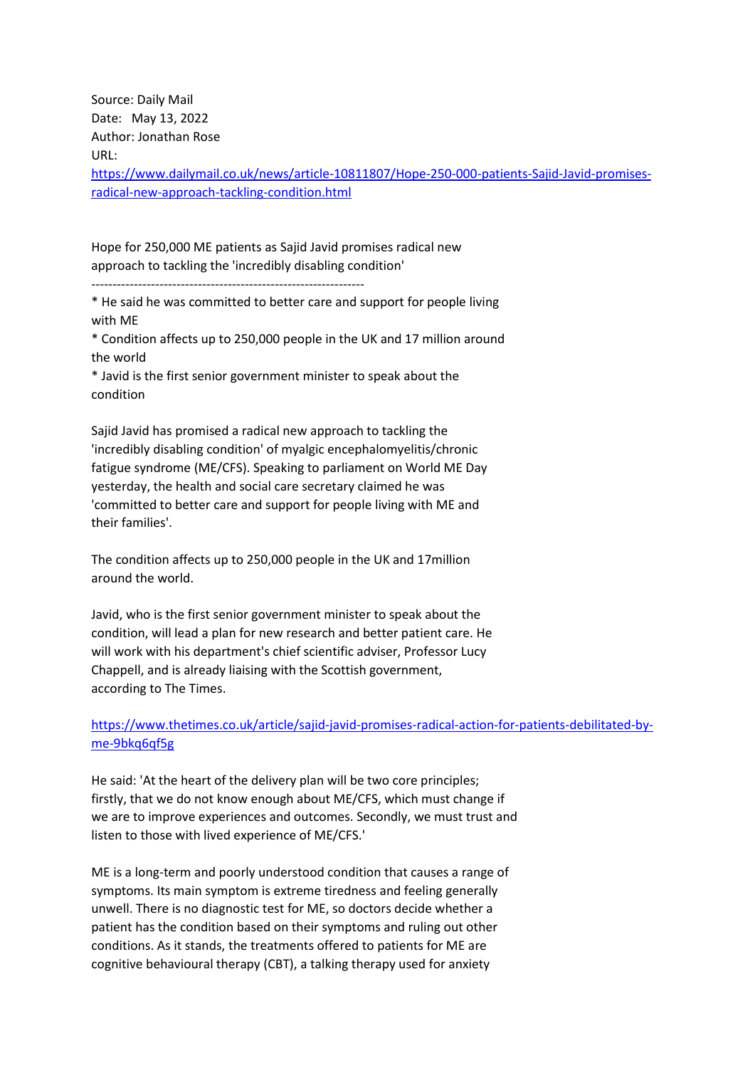Source: Daily Mail
Date: May 13, 2022
Author: Jonathan Rose
URL:
https://www.dailymail.co.uk/news/article-10811807/Hope-250-000-patients-Sajid-Javid-promises-radical-new-approach-tackling-condition.html

# Hope for 250,000 ME patients as Sajid Javid promises radical new approach to tackling the 'incredibly disabling condition'

----------------------------------------------------------------

* He said he was committed to better care and support for people living with ME
* Condition affects up to 250,000 people in the UK and 17 million around the world
* Javid is the first senior government minister to speak about the condition

Sajid Javid has promised a radical new approach to tackling the 'incredibly disabling condition' of myalgic encephalomyelitis/chronic fatigue syndrome (ME/CFS). Speaking to parliament on World ME Day yesterday, the health and social care secretary claimed he was 'committed to better care and support for people living with ME and their families'.

The condition affects up to 250,000 people in the UK and 17million around the world.

Javid, who is the first senior government minister to speak about the condition, will lead a plan for new research and better patient care. He will work with his department's chief scientific adviser, Professor Lucy Chappell, and is already liaising with the Scottish government, according to The Times.

https://www.thetimes.co.uk/article/sajid-javid-promises-radical-action-for-patients-debilitated-by-me-9bkq6qf5g

He said: 'At the heart of the delivery plan will be two core principles; firstly, that we do not know enough about ME/CFS, which must change if we are to improve experiences and outcomes. Secondly, we must trust and listen to those with lived experience of ME/CFS.'

ME is a long-term and poorly understood condition that causes a range of symptoms. Its main symptom is extreme tiredness and feeling generally unwell. There is no diagnostic test for ME, so doctors decide whether a patient has the condition based on their symptoms and ruling out other conditions. As it stands, the treatments offered to patients for ME are cognitive behavioural therapy (CBT), a talking therapy used for anxiety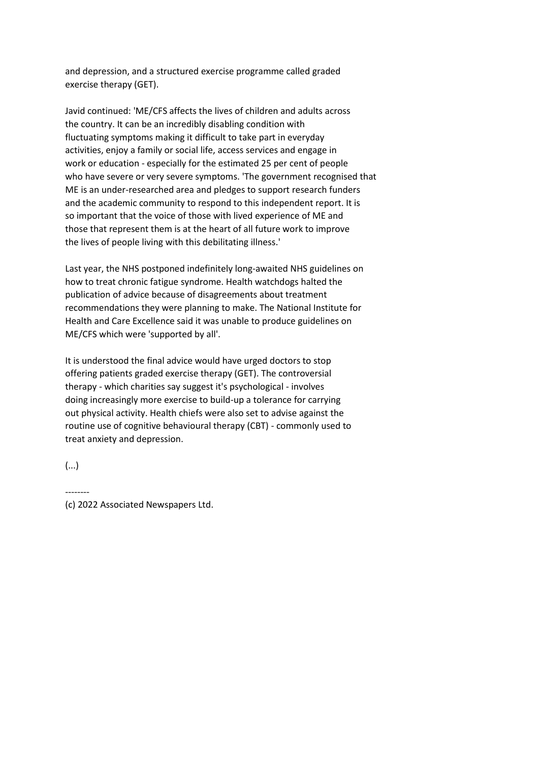and depression, and a structured exercise programme called graded exercise therapy (GET).

Javid continued: 'ME/CFS affects the lives of children and adults across the country. It can be an incredibly disabling condition with fluctuating symptoms making it difficult to take part in everyday activities, enjoy a family or social life, access services and engage in work or education - especially for the estimated 25 per cent of people who have severe or very severe symptoms. 'The government recognised that ME is an under-researched area and pledges to support research funders and the academic community to respond to this independent report. It is so important that the voice of those with lived experience of ME and those that represent them is at the heart of all future work to improve the lives of people living with this debilitating illness.'

Last year, the NHS postponed indefinitely long-awaited NHS guidelines on how to treat chronic fatigue syndrome. Health watchdogs halted the publication of advice because of disagreements about treatment recommendations they were planning to make. The National Institute for Health and Care Excellence said it was unable to produce guidelines on ME/CFS which were 'supported by all'.

It is understood the final advice would have urged doctors to stop offering patients graded exercise therapy (GET). The controversial therapy - which charities say suggest it's psychological - involves doing increasingly more exercise to build-up a tolerance for carrying out physical activity. Health chiefs were also set to advise against the routine use of cognitive behavioural therapy (CBT) - commonly used to treat anxiety and depression.

(...)

--------

(c) 2022 Associated Newspapers Ltd.